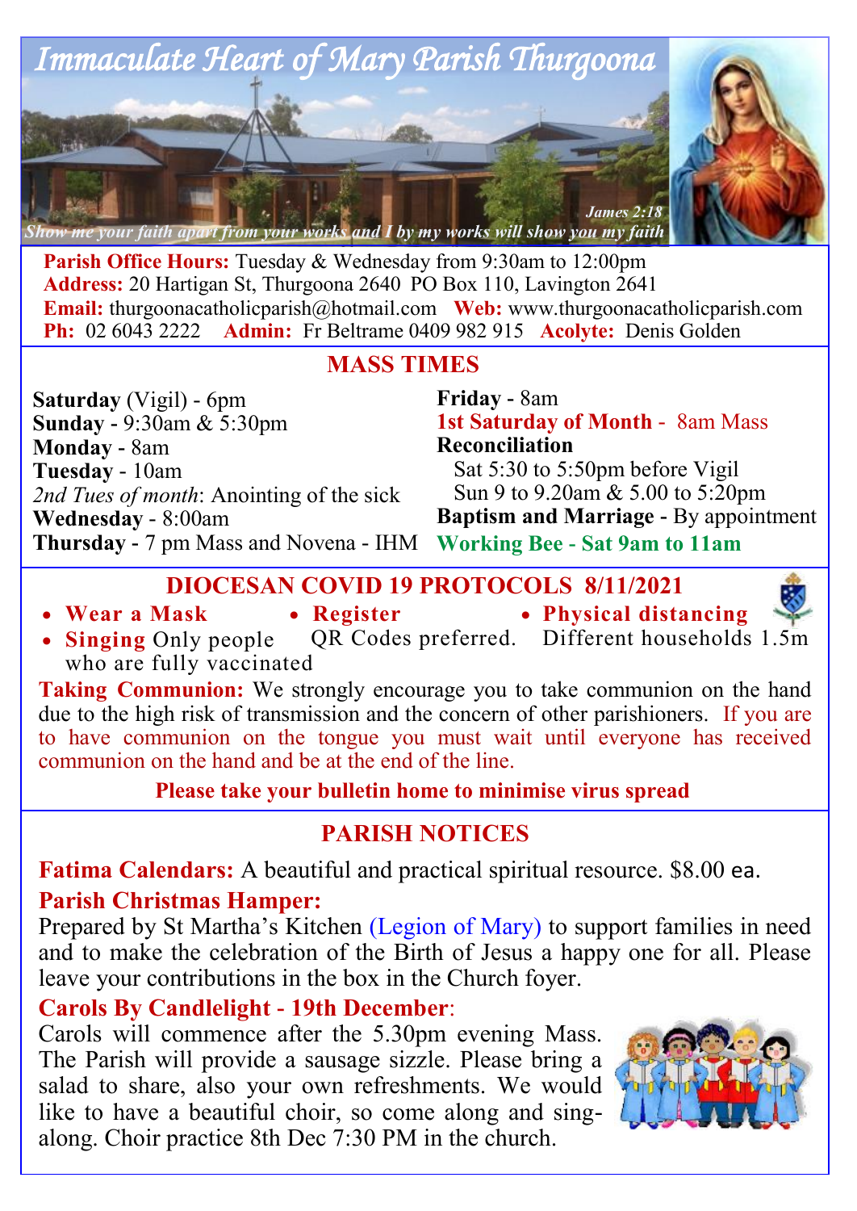# Immaculate Heart of Mary Parish Thurgoona

*Show me your faith apart from your works and I by my works will show you my faith* — James 2:18

**Parish Office Hours:** Tuesday & Wednesday from 9:30am to 12:00pm
**Address:** 20 Hartigan St, Thurgoona 2640 PO Box 110, Lavington 2641
**Email:** thurgoonacatholicparish@hotmail.com **Web:** www.thurgoonacatholicparish.com
**Ph:** 02 6043 2222 **Admin:** Fr Beltrame 0409 982 915 **Acolyte:** Denis Golden

## MASS TIMES

**Saturday** (Vigil) - 6pm
**Sunday** - 9:30am & 5:30pm
**Monday** - 8am
**Tuesday** - 10am
*2nd Tues of month*: Anointing of the sick
**Wednesday** - 8:00am
**Thursday** - 7 pm Mass and Novena - IHM
**Friday** - 8am
**1st Saturday of Month** - 8am Mass
**Reconciliation**
Sat 5:30 to 5:50pm before Vigil
Sun 9 to 9.20am & 5.00 to 5:20pm
**Baptism and Marriage** - By appointment
**Working Bee - Sat 9am to 11am**

## DIOCESAN COVID 19 PROTOCOLS 8/11/2021

- **Wear a Mask**
- **Register** QR Codes preferred.
- **Physical distancing** Different households 1.5m
- **Singing** Only people who are fully vaccinated

**Taking Communion:** We strongly encourage you to take communion on the hand due to the high risk of transmission and the concern of other parishioners. If you are to have communion on the tongue you must wait until everyone has received communion on the hand and be at the end of the line.

**Please take your bulletin home to minimise virus spread**

## PARISH NOTICES

**Fatima Calendars:** A beautiful and practical spiritual resource. $8.00 ea.

**Parish Christmas Hamper:**
Prepared by St Martha's Kitchen (Legion of Mary) to support families in need and to make the celebration of the Birth of Jesus a happy one for all. Please leave your contributions in the box in the Church foyer.

**Carols By Candlelight - 19th December**:
Carols will commence after the 5.30pm evening Mass. The Parish will provide a sausage sizzle. Please bring a salad to share, also your own refreshments. We would like to have a beautiful choir, so come along and sing-along. Choir practice 8th Dec 7:30 PM in the church.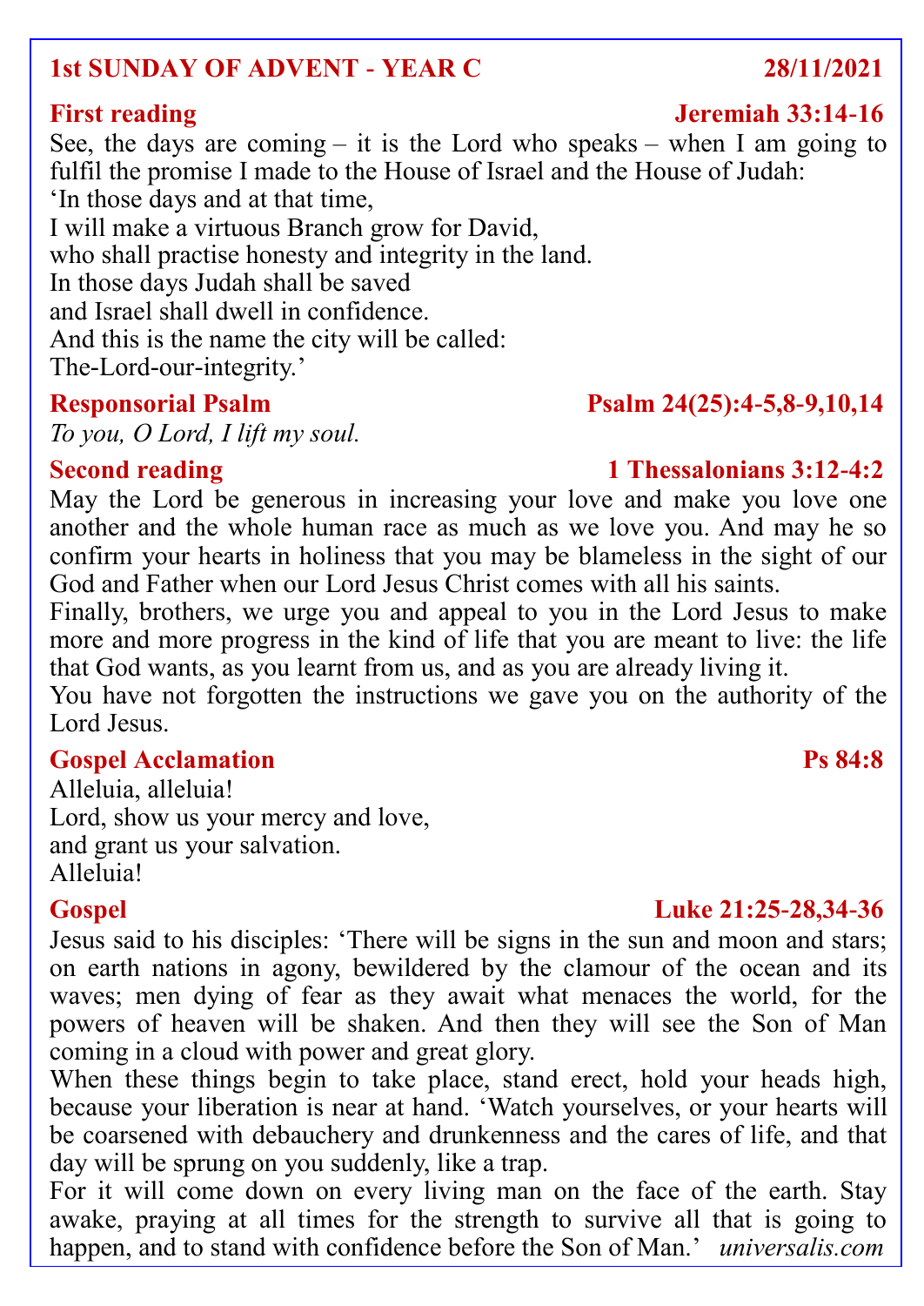## 1st SUNDAY OF ADVENT - YEAR C — 28/11/2021

### First reading — Jeremiah 33:14-16

See, the days are coming – it is the Lord who speaks – when I am going to fulfil the promise I made to the House of Israel and the House of Judah:

‘In those days and at that time,
I will make a virtuous Branch grow for David,
who shall practise honesty and integrity in the land.
In those days Judah shall be saved
and Israel shall dwell in confidence.
And this is the name the city will be called:
The-Lord-our-integrity.’

### Responsorial Psalm — Psalm 24(25):4-5,8-9,10,14

*To you, O Lord, I lift my soul.*

### Second reading — 1 Thessalonians 3:12-4:2

May the Lord be generous in increasing your love and make you love one another and the whole human race as much as we love you. And may he so confirm your hearts in holiness that you may be blameless in the sight of our God and Father when our Lord Jesus Christ comes with all his saints.

Finally, brothers, we urge you and appeal to you in the Lord Jesus to make more and more progress in the kind of life that you are meant to live: the life that God wants, as you learnt from us, and as you are already living it.

You have not forgotten the instructions we gave you on the authority of the Lord Jesus.

### Gospel Acclamation — Ps 84:8

Alleluia, alleluia!
Lord, show us your mercy and love,
and grant us your salvation.
Alleluia!

### Gospel — Luke 21:25-28,34-36

Jesus said to his disciples: ‘There will be signs in the sun and moon and stars; on earth nations in agony, bewildered by the clamour of the ocean and its waves; men dying of fear as they await what menaces the world, for the powers of heaven will be shaken. And then they will see the Son of Man coming in a cloud with power and great glory.

When these things begin to take place, stand erect, hold your heads high, because your liberation is near at hand. ‘Watch yourselves, or your hearts will be coarsened with debauchery and drunkenness and the cares of life, and that day will be sprung on you suddenly, like a trap.

For it will come down on every living man on the face of the earth. Stay awake, praying at all times for the strength to survive all that is going to happen, and to stand with confidence before the Son of Man.’ *universalis.com*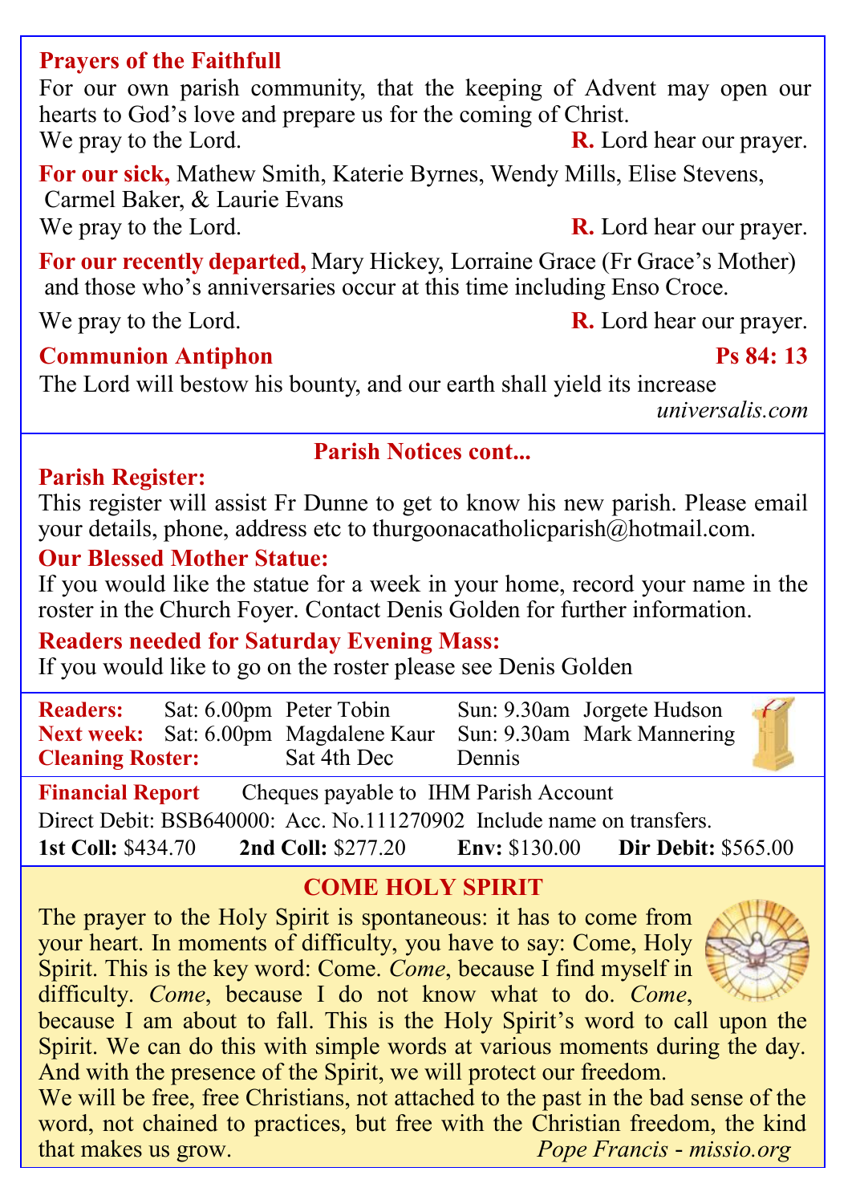## Prayers of the Faithfull

For our own parish community, that the keeping of Advent may open our hearts to God's love and prepare us for the coming of Christ.
We pray to the Lord. **R.** Lord hear our prayer.

**For our sick,** Mathew Smith, Katerie Byrnes, Wendy Mills, Elise Stevens, Carmel Baker, & Laurie Evans
We pray to the Lord. **R.** Lord hear our prayer.

**For our recently departed,** Mary Hickey, Lorraine Grace (Fr Grace's Mother) and those who's anniversaries occur at this time including Enso Croce.
We pray to the Lord. **R.** Lord hear our prayer.

## Communion Antiphon — Ps 84: 13

The Lord will bestow his bounty, and our earth shall yield its increase

*universalis.com*

## Parish Notices cont...

### Parish Register:

This register will assist Fr Dunne to get to know his new parish. Please email your details, phone, address etc to thurgoonacatholicparish@hotmail.com.

### Our Blessed Mother Statue:

If you would like the statue for a week in your home, record your name in the roster in the Church Foyer. Contact Denis Golden for further information.

### Readers needed for Saturday Evening Mass:

If you would like to go on the roster please see Denis Golden

| | | | | |
|---|---|---|---|---|
| **Readers:** | Sat: 6.00pm | Peter Tobin | Sun: 9.30am | Jorgete Hudson |
| **Next week:** | Sat: 6.00pm | Magdalene Kaur | Sun: 9.30am | Mark Mannering |
| **Cleaning Roster:** | | Sat 4th Dec | Dennis | |

**Financial Report** Cheques payable to IHM Parish Account

Direct Debit: BSB640000: Acc. No.111270902 Include name on transfers.

**1st Coll:** $434.70 **2nd Coll:** $277.20 **Env:** $130.00 **Dir Debit:** $565.00

## COME HOLY SPIRIT

The prayer to the Holy Spirit is spontaneous: it has to come from your heart. In moments of difficulty, you have to say: Come, Holy Spirit. This is the key word: Come. *Come*, because I find myself in difficulty. *Come*, because I do not know what to do. *Come*, because I am about to fall. This is the Holy Spirit's word to call upon the Spirit. We can do this with simple words at various moments during the day. And with the presence of the Spirit, we will protect our freedom.
We will be free, free Christians, not attached to the past in the bad sense of the word, not chained to practices, but free with the Christian freedom, the kind that makes us grow.

*Pope Francis - missio.org*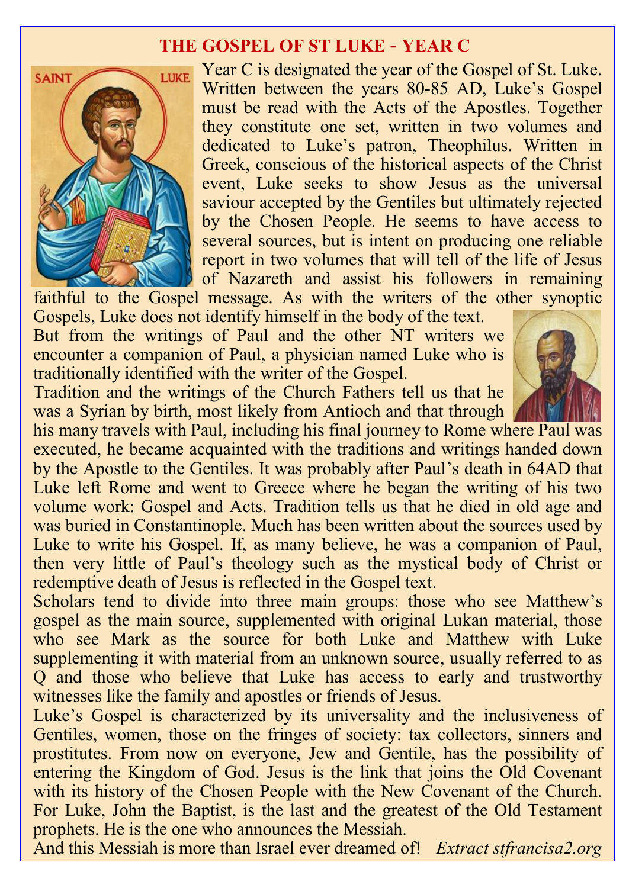# THE GOSPEL OF ST LUKE - YEAR C

Year C is designated the year of the Gospel of St. Luke. Written between the years 80-85 AD, Luke's Gospel must be read with the Acts of the Apostles. Together they constitute one set, written in two volumes and dedicated to Luke's patron, Theophilus. Written in Greek, conscious of the historical aspects of the Christ event, Luke seeks to show Jesus as the universal saviour accepted by the Gentiles but ultimately rejected by the Chosen People. He seems to have access to several sources, but is intent on producing one reliable report in two volumes that will tell of the life of Jesus of Nazareth and assist his followers in remaining faithful to the Gospel message. As with the writers of the other synoptic Gospels, Luke does not identify himself in the body of the text.

But from the writings of Paul and the other NT writers we encounter a companion of Paul, a physician named Luke who is traditionally identified with the writer of the Gospel.

Tradition and the writings of the Church Fathers tell us that he was a Syrian by birth, most likely from Antioch and that through his many travels with Paul, including his final journey to Rome where Paul was executed, he became acquainted with the traditions and writings handed down by the Apostle to the Gentiles. It was probably after Paul's death in 64AD that Luke left Rome and went to Greece where he began the writing of his two volume work: Gospel and Acts. Tradition tells us that he died in old age and was buried in Constantinople. Much has been written about the sources used by Luke to write his Gospel. If, as many believe, he was a companion of Paul, then very little of Paul's theology such as the mystical body of Christ or redemptive death of Jesus is reflected in the Gospel text.

Scholars tend to divide into three main groups: those who see Matthew's gospel as the main source, supplemented with original Lukan material, those who see Mark as the source for both Luke and Matthew with Luke supplementing it with material from an unknown source, usually referred to as Q and those who believe that Luke has access to early and trustworthy witnesses like the family and apostles or friends of Jesus.

Luke's Gospel is characterized by its universality and the inclusiveness of Gentiles, women, those on the fringes of society: tax collectors, sinners and prostitutes. From now on everyone, Jew and Gentile, has the possibility of entering the Kingdom of God. Jesus is the link that joins the Old Covenant with its history of the Chosen People with the New Covenant of the Church. For Luke, John the Baptist, is the last and the greatest of the Old Testament prophets. He is the one who announces the Messiah.

And this Messiah is more than Israel ever dreamed of! *Extract stfrancisa2.org*